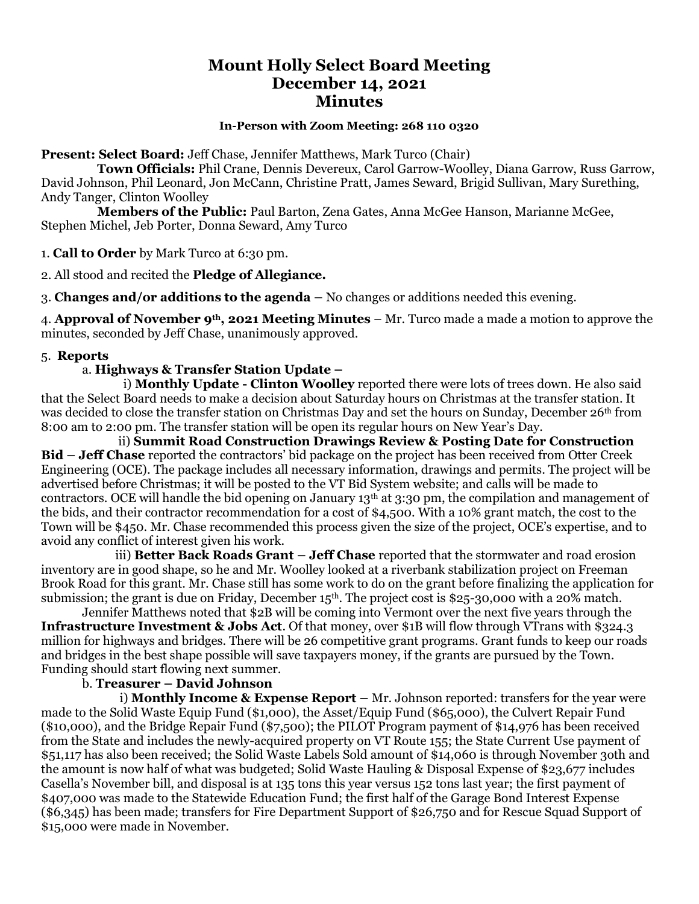# Mount Holly Select Board Meeting
# December 14, 2021
# Minutes

**In-Person with Zoom Meeting: 268 110 0320**

**Present: Select Board:** Jeff Chase, Jennifer Matthews, Mark Turco (Chair)

**Town Officials:** Phil Crane, Dennis Devereux, Carol Garrow-Woolley, Diana Garrow, Russ Garrow, David Johnson, Phil Leonard, Jon McCann, Christine Pratt, James Seward, Brigid Sullivan, Mary Surething, Andy Tanger, Clinton Woolley

**Members of the Public:** Paul Barton, Zena Gates, Anna McGee Hanson, Marianne McGee, Stephen Michel, Jeb Porter, Donna Seward, Amy Turco

1. **Call to Order** by Mark Turco at 6:30 pm.

2. All stood and recited the **Pledge of Allegiance.**

3. **Changes and/or additions to the agenda –** No changes or additions needed this evening.

4. **Approval of November 9th, 2021 Meeting Minutes** – Mr. Turco made a made a motion to approve the minutes, seconded by Jeff Chase, unanimously approved.

5. **Reports**

a. **Highways & Transfer Station Update –**

i) **Monthly Update - Clinton Woolley** reported there were lots of trees down. He also said that the Select Board needs to make a decision about Saturday hours on Christmas at the transfer station. It was decided to close the transfer station on Christmas Day and set the hours on Sunday, December 26th from 8:00 am to 2:00 pm. The transfer station will be open its regular hours on New Year's Day.

ii) **Summit Road Construction Drawings Review & Posting Date for Construction Bid – Jeff Chase** reported the contractors' bid package on the project has been received from Otter Creek Engineering (OCE). The package includes all necessary information, drawings and permits. The project will be advertised before Christmas; it will be posted to the VT Bid System website; and calls will be made to contractors. OCE will handle the bid opening on January 13th at 3:30 pm, the compilation and management of the bids, and their contractor recommendation for a cost of $4,500. With a 10% grant match, the cost to the Town will be $450. Mr. Chase recommended this process given the size of the project, OCE's expertise, and to avoid any conflict of interest given his work.

iii) **Better Back Roads Grant – Jeff Chase** reported that the stormwater and road erosion inventory are in good shape, so he and Mr. Woolley looked at a riverbank stabilization project on Freeman Brook Road for this grant. Mr. Chase still has some work to do on the grant before finalizing the application for submission; the grant is due on Friday, December 15th. The project cost is $25-30,000 with a 20% match.

Jennifer Matthews noted that $2B will be coming into Vermont over the next five years through the **Infrastructure Investment & Jobs Act**. Of that money, over $1B will flow through VTrans with $324.3 million for highways and bridges. There will be 26 competitive grant programs. Grant funds to keep our roads and bridges in the best shape possible will save taxpayers money, if the grants are pursued by the Town. Funding should start flowing next summer.

b. **Treasurer – David Johnson**

i) **Monthly Income & Expense Report –** Mr. Johnson reported: transfers for the year were made to the Solid Waste Equip Fund ($1,000), the Asset/Equip Fund ($65,000), the Culvert Repair Fund ($10,000), and the Bridge Repair Fund ($7,500); the PILOT Program payment of $14,976 has been received from the State and includes the newly-acquired property on VT Route 155; the State Current Use payment of $51,117 has also been received; the Solid Waste Labels Sold amount of $14,060 is through November 30th and the amount is now half of what was budgeted; Solid Waste Hauling & Disposal Expense of $23,677 includes Casella's November bill, and disposal is at 135 tons this year versus 152 tons last year; the first payment of $407,000 was made to the Statewide Education Fund; the first half of the Garage Bond Interest Expense ($6,345) has been made; transfers for Fire Department Support of $26,750 and for Rescue Squad Support of $15,000 were made in November.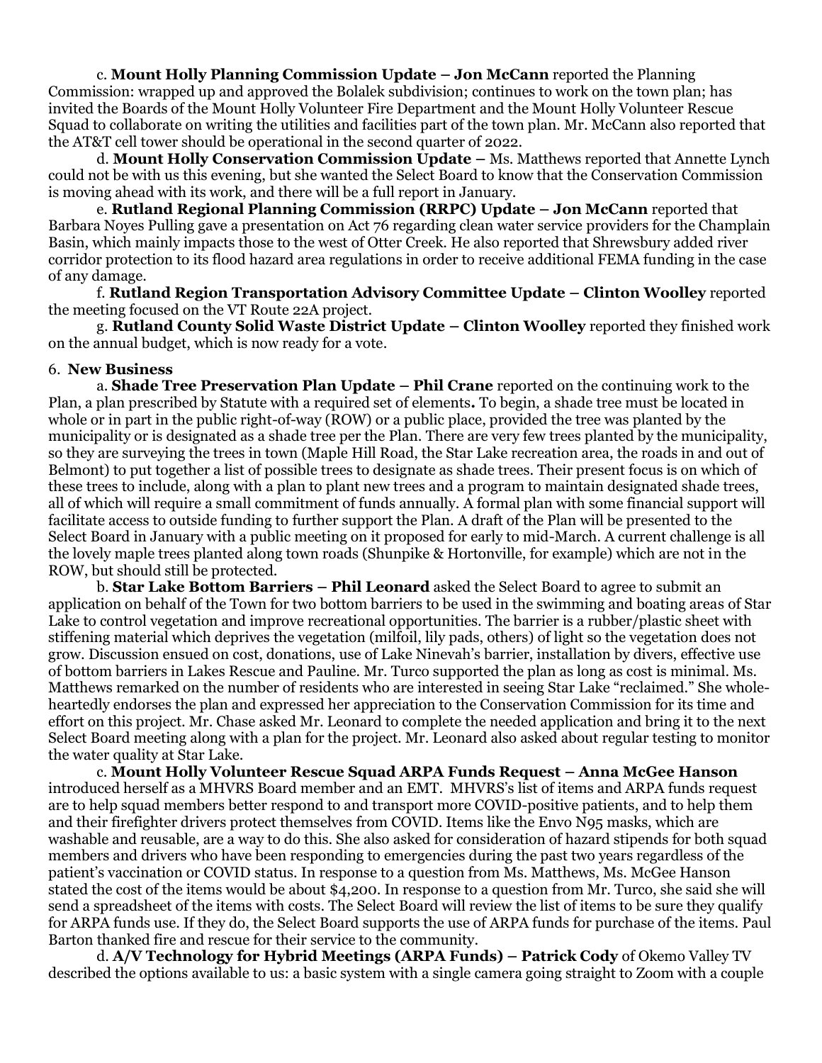c. **Mount Holly Planning Commission Update – Jon McCann** reported the Planning Commission: wrapped up and approved the Bolalek subdivision; continues to work on the town plan; has invited the Boards of the Mount Holly Volunteer Fire Department and the Mount Holly Volunteer Rescue Squad to collaborate on writing the utilities and facilities part of the town plan. Mr. McCann also reported that the AT&T cell tower should be operational in the second quarter of 2022.

d. **Mount Holly Conservation Commission Update –** Ms. Matthews reported that Annette Lynch could not be with us this evening, but she wanted the Select Board to know that the Conservation Commission is moving ahead with its work, and there will be a full report in January.

e. **Rutland Regional Planning Commission (RRPC) Update – Jon McCann** reported that Barbara Noyes Pulling gave a presentation on Act 76 regarding clean water service providers for the Champlain Basin, which mainly impacts those to the west of Otter Creek. He also reported that Shrewsbury added river corridor protection to its flood hazard area regulations in order to receive additional FEMA funding in the case of any damage.

f. **Rutland Region Transportation Advisory Committee Update – Clinton Woolley** reported the meeting focused on the VT Route 22A project.

g. **Rutland County Solid Waste District Update – Clinton Woolley** reported they finished work on the annual budget, which is now ready for a vote.

6. **New Business**

a. **Shade Tree Preservation Plan Update – Phil Crane** reported on the continuing work to the Plan, a plan prescribed by Statute with a required set of elements**.** To begin, a shade tree must be located in whole or in part in the public right-of-way (ROW) or a public place, provided the tree was planted by the municipality or is designated as a shade tree per the Plan. There are very few trees planted by the municipality, so they are surveying the trees in town (Maple Hill Road, the Star Lake recreation area, the roads in and out of Belmont) to put together a list of possible trees to designate as shade trees. Their present focus is on which of these trees to include, along with a plan to plant new trees and a program to maintain designated shade trees, all of which will require a small commitment of funds annually. A formal plan with some financial support will facilitate access to outside funding to further support the Plan. A draft of the Plan will be presented to the Select Board in January with a public meeting on it proposed for early to mid-March. A current challenge is all the lovely maple trees planted along town roads (Shunpike & Hortonville, for example) which are not in the ROW, but should still be protected.

b. **Star Lake Bottom Barriers – Phil Leonard** asked the Select Board to agree to submit an application on behalf of the Town for two bottom barriers to be used in the swimming and boating areas of Star Lake to control vegetation and improve recreational opportunities. The barrier is a rubber/plastic sheet with stiffening material which deprives the vegetation (milfoil, lily pads, others) of light so the vegetation does not grow. Discussion ensued on cost, donations, use of Lake Ninevah's barrier, installation by divers, effective use of bottom barriers in Lakes Rescue and Pauline. Mr. Turco supported the plan as long as cost is minimal. Ms. Matthews remarked on the number of residents who are interested in seeing Star Lake "reclaimed." She whole-heartedly endorses the plan and expressed her appreciation to the Conservation Commission for its time and effort on this project. Mr. Chase asked Mr. Leonard to complete the needed application and bring it to the next Select Board meeting along with a plan for the project. Mr. Leonard also asked about regular testing to monitor the water quality at Star Lake.

c. **Mount Holly Volunteer Rescue Squad ARPA Funds Request – Anna McGee Hanson** introduced herself as a MHVRS Board member and an EMT. MHVRS's list of items and ARPA funds request are to help squad members better respond to and transport more COVID-positive patients, and to help them and their firefighter drivers protect themselves from COVID. Items like the Envo N95 masks, which are washable and reusable, are a way to do this. She also asked for consideration of hazard stipends for both squad members and drivers who have been responding to emergencies during the past two years regardless of the patient's vaccination or COVID status. In response to a question from Ms. Matthews, Ms. McGee Hanson stated the cost of the items would be about $4,200. In response to a question from Mr. Turco, she said she will send a spreadsheet of the items with costs. The Select Board will review the list of items to be sure they qualify for ARPA funds use. If they do, the Select Board supports the use of ARPA funds for purchase of the items. Paul Barton thanked fire and rescue for their service to the community.

d. **A/V Technology for Hybrid Meetings (ARPA Funds) – Patrick Cody** of Okemo Valley TV described the options available to us: a basic system with a single camera going straight to Zoom with a couple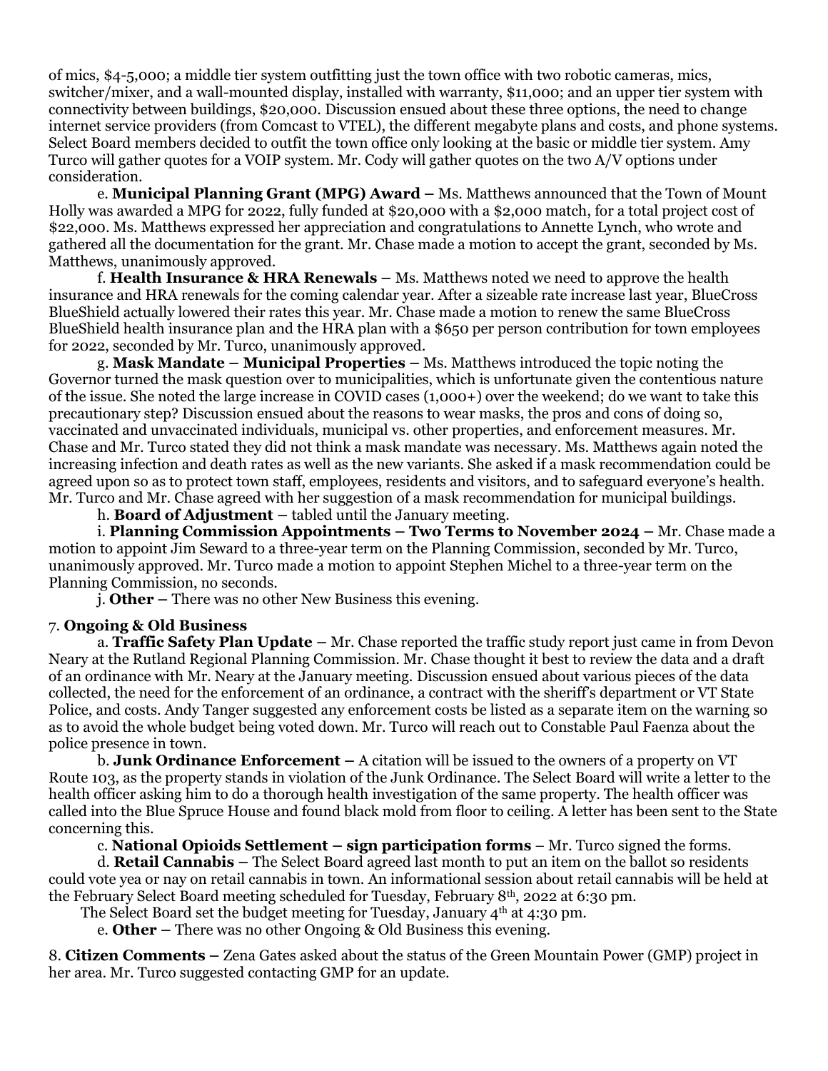of mics, $4-5,000; a middle tier system outfitting just the town office with two robotic cameras, mics, switcher/mixer, and a wall-mounted display, installed with warranty, $11,000; and an upper tier system with connectivity between buildings, $20,000. Discussion ensued about these three options, the need to change internet service providers (from Comcast to VTEL), the different megabyte plans and costs, and phone systems. Select Board members decided to outfit the town office only looking at the basic or middle tier system. Amy Turco will gather quotes for a VOIP system. Mr. Cody will gather quotes on the two A/V options under consideration.

e. **Municipal Planning Grant (MPG) Award –** Ms. Matthews announced that the Town of Mount Holly was awarded a MPG for 2022, fully funded at $20,000 with a $2,000 match, for a total project cost of $22,000. Ms. Matthews expressed her appreciation and congratulations to Annette Lynch, who wrote and gathered all the documentation for the grant. Mr. Chase made a motion to accept the grant, seconded by Ms. Matthews, unanimously approved.

f. **Health Insurance & HRA Renewals –** Ms. Matthews noted we need to approve the health insurance and HRA renewals for the coming calendar year. After a sizeable rate increase last year, BlueCross BlueShield actually lowered their rates this year. Mr. Chase made a motion to renew the same BlueCross BlueShield health insurance plan and the HRA plan with a $650 per person contribution for town employees for 2022, seconded by Mr. Turco, unanimously approved.

g. **Mask Mandate – Municipal Properties –** Ms. Matthews introduced the topic noting the Governor turned the mask question over to municipalities, which is unfortunate given the contentious nature of the issue. She noted the large increase in COVID cases (1,000+) over the weekend; do we want to take this precautionary step? Discussion ensued about the reasons to wear masks, the pros and cons of doing so, vaccinated and unvaccinated individuals, municipal vs. other properties, and enforcement measures. Mr. Chase and Mr. Turco stated they did not think a mask mandate was necessary. Ms. Matthews again noted the increasing infection and death rates as well as the new variants. She asked if a mask recommendation could be agreed upon so as to protect town staff, employees, residents and visitors, and to safeguard everyone's health. Mr. Turco and Mr. Chase agreed with her suggestion of a mask recommendation for municipal buildings.

h. **Board of Adjustment –** tabled until the January meeting.

i. **Planning Commission Appointments – Two Terms to November 2024 –** Mr. Chase made a motion to appoint Jim Seward to a three-year term on the Planning Commission, seconded by Mr. Turco, unanimously approved. Mr. Turco made a motion to appoint Stephen Michel to a three-year term on the Planning Commission, no seconds.

j. **Other –** There was no other New Business this evening.

7. **Ongoing & Old Business**

a. **Traffic Safety Plan Update –** Mr. Chase reported the traffic study report just came in from Devon Neary at the Rutland Regional Planning Commission. Mr. Chase thought it best to review the data and a draft of an ordinance with Mr. Neary at the January meeting. Discussion ensued about various pieces of the data collected, the need for the enforcement of an ordinance, a contract with the sheriff's department or VT State Police, and costs. Andy Tanger suggested any enforcement costs be listed as a separate item on the warning so as to avoid the whole budget being voted down. Mr. Turco will reach out to Constable Paul Faenza about the police presence in town.

b. **Junk Ordinance Enforcement –** A citation will be issued to the owners of a property on VT Route 103, as the property stands in violation of the Junk Ordinance. The Select Board will write a letter to the health officer asking him to do a thorough health investigation of the same property. The health officer was called into the Blue Spruce House and found black mold from floor to ceiling. A letter has been sent to the State concerning this.

c. **National Opioids Settlement – sign participation forms** – Mr. Turco signed the forms.

d. **Retail Cannabis –** The Select Board agreed last month to put an item on the ballot so residents could vote yea or nay on retail cannabis in town. An informational session about retail cannabis will be held at the February Select Board meeting scheduled for Tuesday, February 8th, 2022 at 6:30 pm.

The Select Board set the budget meeting for Tuesday, January 4th at 4:30 pm.

e. **Other –** There was no other Ongoing & Old Business this evening.

8. **Citizen Comments –** Zena Gates asked about the status of the Green Mountain Power (GMP) project in her area. Mr. Turco suggested contacting GMP for an update.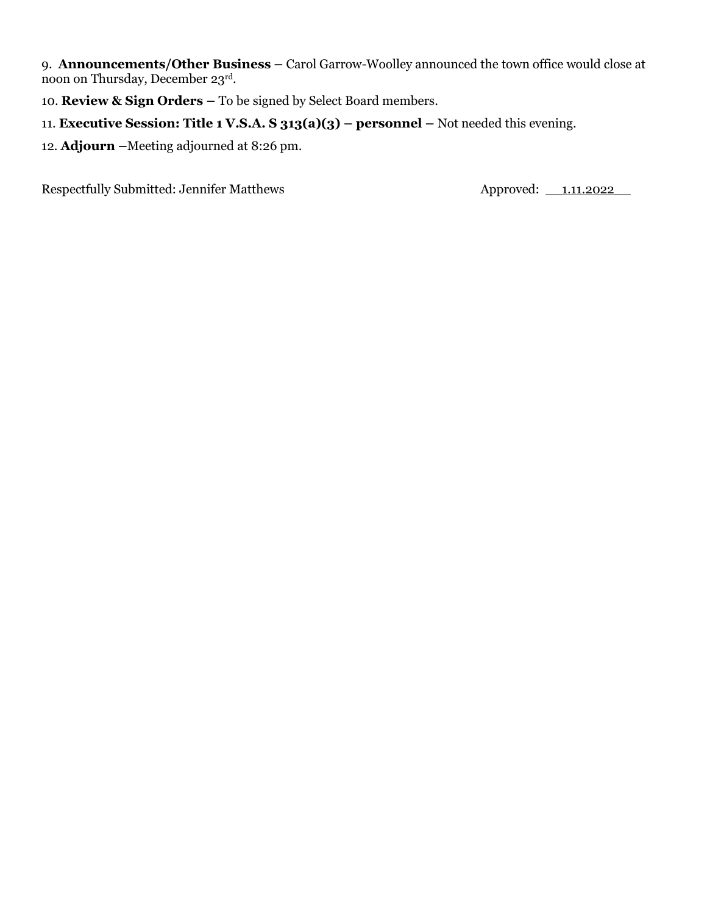9. **Announcements/Other Business –** Carol Garrow-Woolley announced the town office would close at noon on Thursday, December 23rd.

10. **Review & Sign Orders –** To be signed by Select Board members.

11. **Executive Session: Title 1 V.S.A. S 313(a)(3) – personnel –** Not needed this evening.

12. **Adjourn –**Meeting adjourned at 8:26 pm.

Respectfully Submitted: Jennifer Matthews

Approved: 1.11.2022